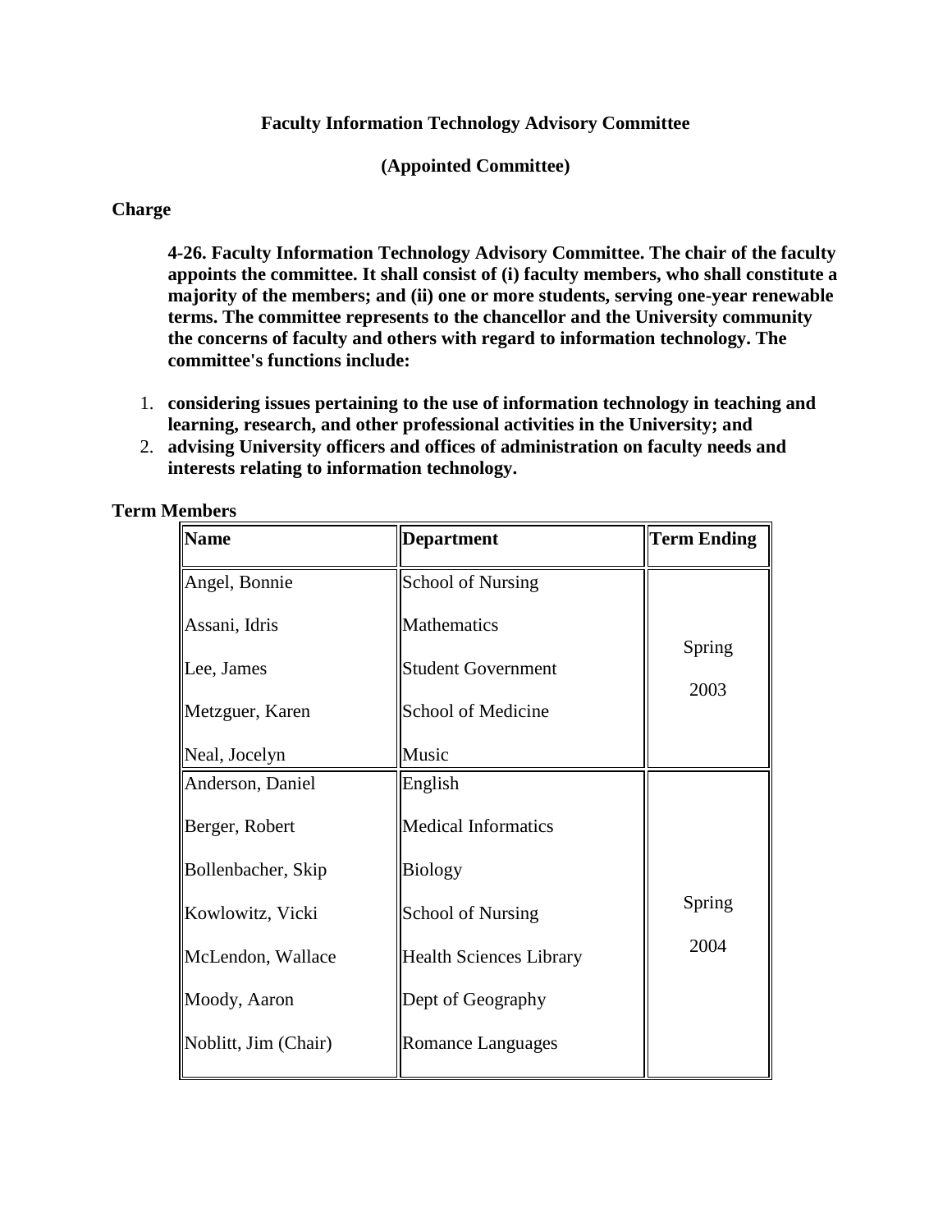**Faculty Information Technology Advisory Committee**

**(Appointed Committee)**

**Charge**

**4-26. Faculty Information Technology Advisory Committee. The chair of the faculty appoints the committee. It shall consist of (i) faculty members, who shall constitute a majority of the members; and (ii) one or more students, serving one-year renewable terms. The committee represents to the chancellor and the University community the concerns of faculty and others with regard to information technology. The committee's functions include:**

1. **considering issues pertaining to the use of information technology in teaching and learning, research, and other professional activities in the University; and**
2. **advising University officers and offices of administration on faculty needs and interests relating to information technology.**

**Term Members**

| Name | Department | Term Ending |
|---|---|---|
| Angel, Bonnie | School of Nursing | Spring 2003 |
| Assani, Idris | Mathematics | |
| Lee, James | Student Government | |
| Metzguer, Karen | School of Medicine | |
| Neal, Jocelyn | Music | |
| Anderson, Daniel | English | Spring 2004 |
| Berger, Robert | Medical Informatics | |
| Bollenbacher, Skip | Biology | |
| Kowlowitz, Vicki | School of Nursing | |
| McLendon, Wallace | Health Sciences Library | |
| Moody, Aaron | Dept of Geography | |
| Noblitt, Jim (Chair) | Romance Languages | |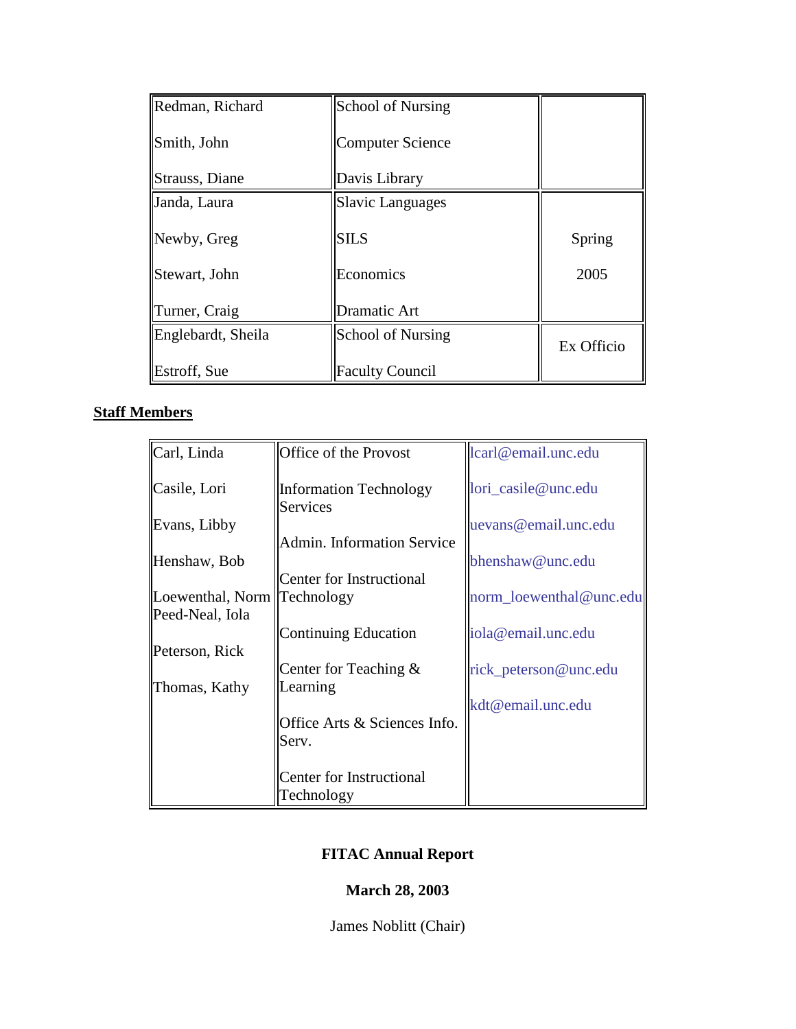| | | |
|---|---|---|
| Redman, Richard | School of Nursing | |
| Smith, John | Computer Science | |
| Strauss, Diane | Davis Library | |
| Janda, Laura | Slavic Languages | Spring 2005 |
| Newby, Greg | SILS | |
| Stewart, John | Economics | |
| Turner, Craig | Dramatic Art | |
| Englebardt, Sheila | School of Nursing | Ex Officio |
| Estroff, Sue | Faculty Council | |

**Staff Members**

| | | |
|---|---|---|
| Carl, Linda | Office of the Provost | lcarl@email.unc.edu |
| Casile, Lori | Information Technology Services | lori_casile@unc.edu |
| Evans, Libby | Admin. Information Service | uevans@email.unc.edu |
| Henshaw, Bob | Center for Instructional Technology | bhenshaw@unc.edu |
| Loewenthal, Norm | Continuing Education | norm_loewenthal@unc.edu |
| Peed-Neal, Iola | Center for Teaching & Learning | iola@email.unc.edu |
| Peterson, Rick | Office Arts & Sciences Info. Serv. | rick_peterson@unc.edu |
| Thomas, Kathy | Center for Instructional Technology | kdt@email.unc.edu |

**FITAC Annual Report**

**March 28, 2003**

James Noblitt (Chair)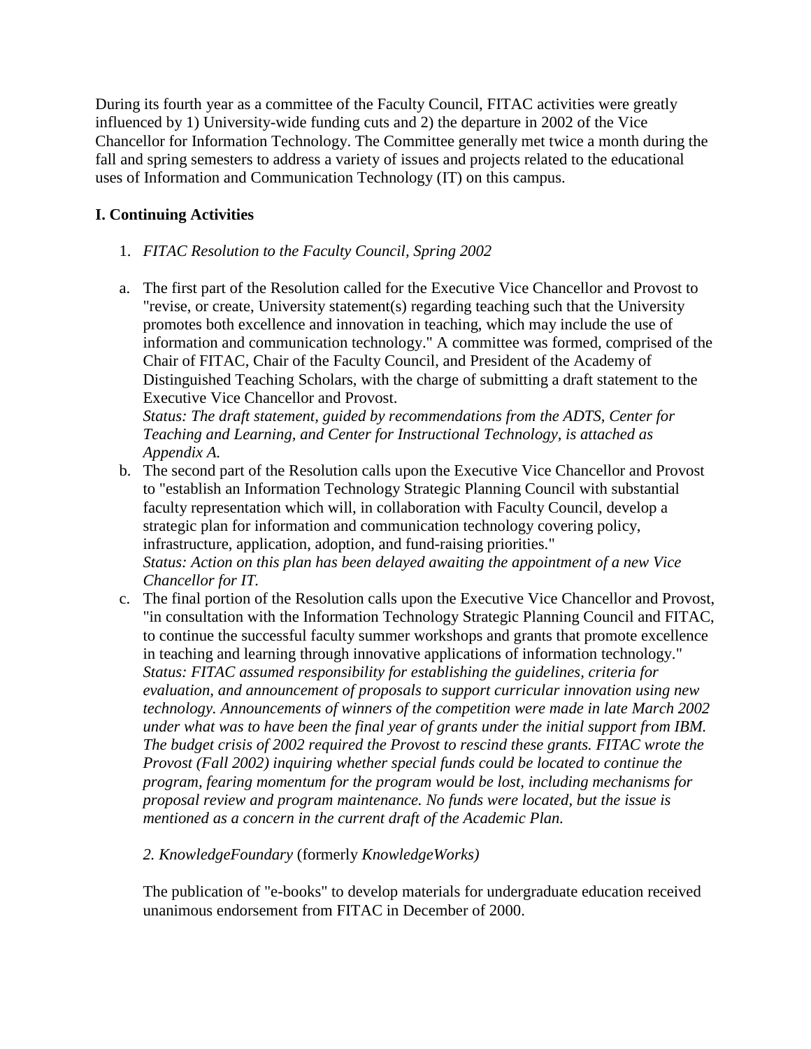During its fourth year as a committee of the Faculty Council, FITAC activities were greatly influenced by 1) University-wide funding cuts and 2) the departure in 2002 of the Vice Chancellor for Information Technology. The Committee generally met twice a month during the fall and spring semesters to address a variety of issues and projects related to the educational uses of Information and Communication Technology (IT) on this campus.

**I. Continuing Activities**

1. *FITAC Resolution to the Faculty Council, Spring 2002*

a. The first part of the Resolution called for the Executive Vice Chancellor and Provost to "revise, or create, University statement(s) regarding teaching such that the University promotes both excellence and innovation in teaching, which may include the use of information and communication technology." A committee was formed, comprised of the Chair of FITAC, Chair of the Faculty Council, and President of the Academy of Distinguished Teaching Scholars, with the charge of submitting a draft statement to the Executive Vice Chancellor and Provost.
*Status: The draft statement, guided by recommendations from the ADTS, Center for Teaching and Learning, and Center for Instructional Technology, is attached as Appendix A.*

b. The second part of the Resolution calls upon the Executive Vice Chancellor and Provost to "establish an Information Technology Strategic Planning Council with substantial faculty representation which will, in collaboration with Faculty Council, develop a strategic plan for information and communication technology covering policy, infrastructure, application, adoption, and fund-raising priorities."
*Status: Action on this plan has been delayed awaiting the appointment of a new Vice Chancellor for IT.*

c. The final portion of the Resolution calls upon the Executive Vice Chancellor and Provost, "in consultation with the Information Technology Strategic Planning Council and FITAC, to continue the successful faculty summer workshops and grants that promote excellence in teaching and learning through innovative applications of information technology."
*Status: FITAC assumed responsibility for establishing the guidelines, criteria for evaluation, and announcement of proposals to support curricular innovation using new technology. Announcements of winners of the competition were made in late March 2002 under what was to have been the final year of grants under the initial support from IBM. The budget crisis of 2002 required the Provost to rescind these grants. FITAC wrote the Provost (Fall 2002) inquiring whether special funds could be located to continue the program, fearing momentum for the program would be lost, including mechanisms for proposal review and program maintenance. No funds were located, but the issue is mentioned as a concern in the current draft of the Academic Plan.*

*2. KnowledgeFoundary* (formerly *KnowledgeWorks)*

The publication of "e-books" to develop materials for undergraduate education received unanimous endorsement from FITAC in December of 2000.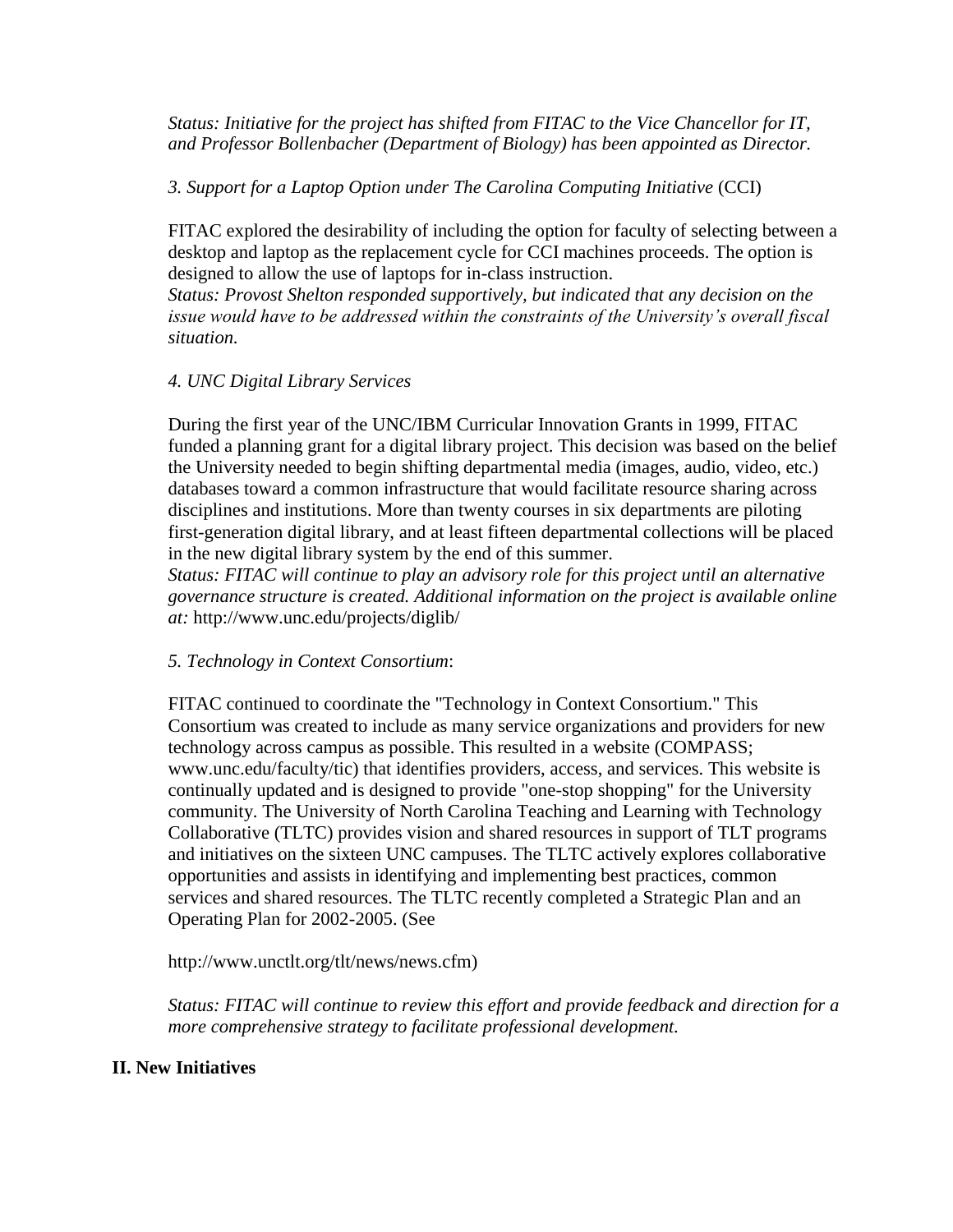*Status: Initiative for the project has shifted from FITAC to the Vice Chancellor for IT, and Professor Bollenbacher (Department of Biology) has been appointed as Director.*

*3. Support for a Laptop Option under The Carolina Computing Initiative* (CCI)

FITAC explored the desirability of including the option for faculty of selecting between a desktop and laptop as the replacement cycle for CCI machines proceeds. The option is designed to allow the use of laptops for in-class instruction.
*Status: Provost Shelton responded supportively, but indicated that any decision on the issue would have to be addressed within the constraints of the University's overall fiscal situation.*

*4. UNC Digital Library Services*

During the first year of the UNC/IBM Curricular Innovation Grants in 1999, FITAC funded a planning grant for a digital library project. This decision was based on the belief the University needed to begin shifting departmental media (images, audio, video, etc.) databases toward a common infrastructure that would facilitate resource sharing across disciplines and institutions. More than twenty courses in six departments are piloting first-generation digital library, and at least fifteen departmental collections will be placed in the new digital library system by the end of this summer.
*Status: FITAC will continue to play an advisory role for this project until an alternative governance structure is created. Additional information on the project is available online at:* http://www.unc.edu/projects/diglib/

*5. Technology in Context Consortium*:

FITAC continued to coordinate the "Technology in Context Consortium." This Consortium was created to include as many service organizations and providers for new technology across campus as possible. This resulted in a website (COMPASS; www.unc.edu/faculty/tic) that identifies providers, access, and services. This website is continually updated and is designed to provide "one-stop shopping" for the University community. The University of North Carolina Teaching and Learning with Technology Collaborative (TLTC) provides vision and shared resources in support of TLT programs and initiatives on the sixteen UNC campuses. The TLTC actively explores collaborative opportunities and assists in identifying and implementing best practices, common services and shared resources. The TLTC recently completed a Strategic Plan and an Operating Plan for 2002-2005. (See

http://www.unctlt.org/tlt/news/news.cfm)

*Status: FITAC will continue to review this effort and provide feedback and direction for a more comprehensive strategy to facilitate professional development.*

## II. New Initiatives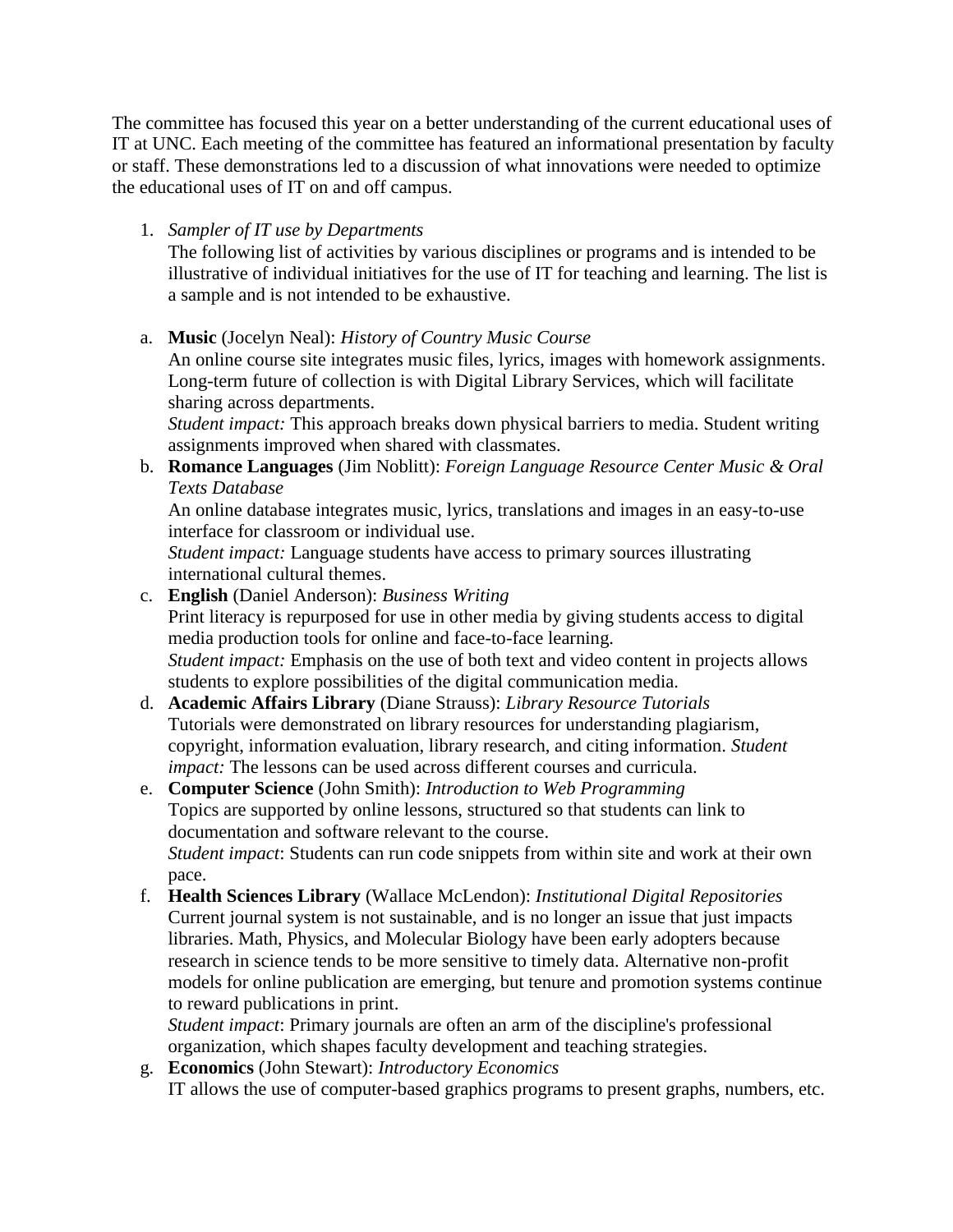The committee has focused this year on a better understanding of the current educational uses of IT at UNC. Each meeting of the committee has featured an informational presentation by faculty or staff. These demonstrations led to a discussion of what innovations were needed to optimize the educational uses of IT on and off campus.

1. *Sampler of IT use by Departments*
   The following list of activities by various disciplines or programs and is intended to be illustrative of individual initiatives for the use of IT for teaching and learning. The list is a sample and is not intended to be exhaustive.

a. **Music** (Jocelyn Neal): *History of Country Music Course*
   An online course site integrates music files, lyrics, images with homework assignments. Long-term future of collection is with Digital Library Services, which will facilitate sharing across departments.
   *Student impact:* This approach breaks down physical barriers to media. Student writing assignments improved when shared with classmates.
b. **Romance Languages** (Jim Noblitt): *Foreign Language Resource Center Music & Oral Texts Database*
   An online database integrates music, lyrics, translations and images in an easy-to-use interface for classroom or individual use.
   *Student impact:* Language students have access to primary sources illustrating international cultural themes.
c. **English** (Daniel Anderson): *Business Writing*
   Print literacy is repurposed for use in other media by giving students access to digital media production tools for online and face-to-face learning.
   *Student impact:* Emphasis on the use of both text and video content in projects allows students to explore possibilities of the digital communication media.
d. **Academic Affairs Library** (Diane Strauss): *Library Resource Tutorials*
   Tutorials were demonstrated on library resources for understanding plagiarism, copyright, information evaluation, library research, and citing information. *Student impact:* The lessons can be used across different courses and curricula.
e. **Computer Science** (John Smith): *Introduction to Web Programming*
   Topics are supported by online lessons, structured so that students can link to documentation and software relevant to the course.
   *Student impact*: Students can run code snippets from within site and work at their own pace.
f. **Health Sciences Library** (Wallace McLendon): *Institutional Digital Repositories*
   Current journal system is not sustainable, and is no longer an issue that just impacts libraries. Math, Physics, and Molecular Biology have been early adopters because research in science tends to be more sensitive to timely data. Alternative non-profit models for online publication are emerging, but tenure and promotion systems continue to reward publications in print.
   *Student impact*: Primary journals are often an arm of the discipline's professional organization, which shapes faculty development and teaching strategies.
g. **Economics** (John Stewart): *Introductory Economics*
   IT allows the use of computer-based graphics programs to present graphs, numbers, etc.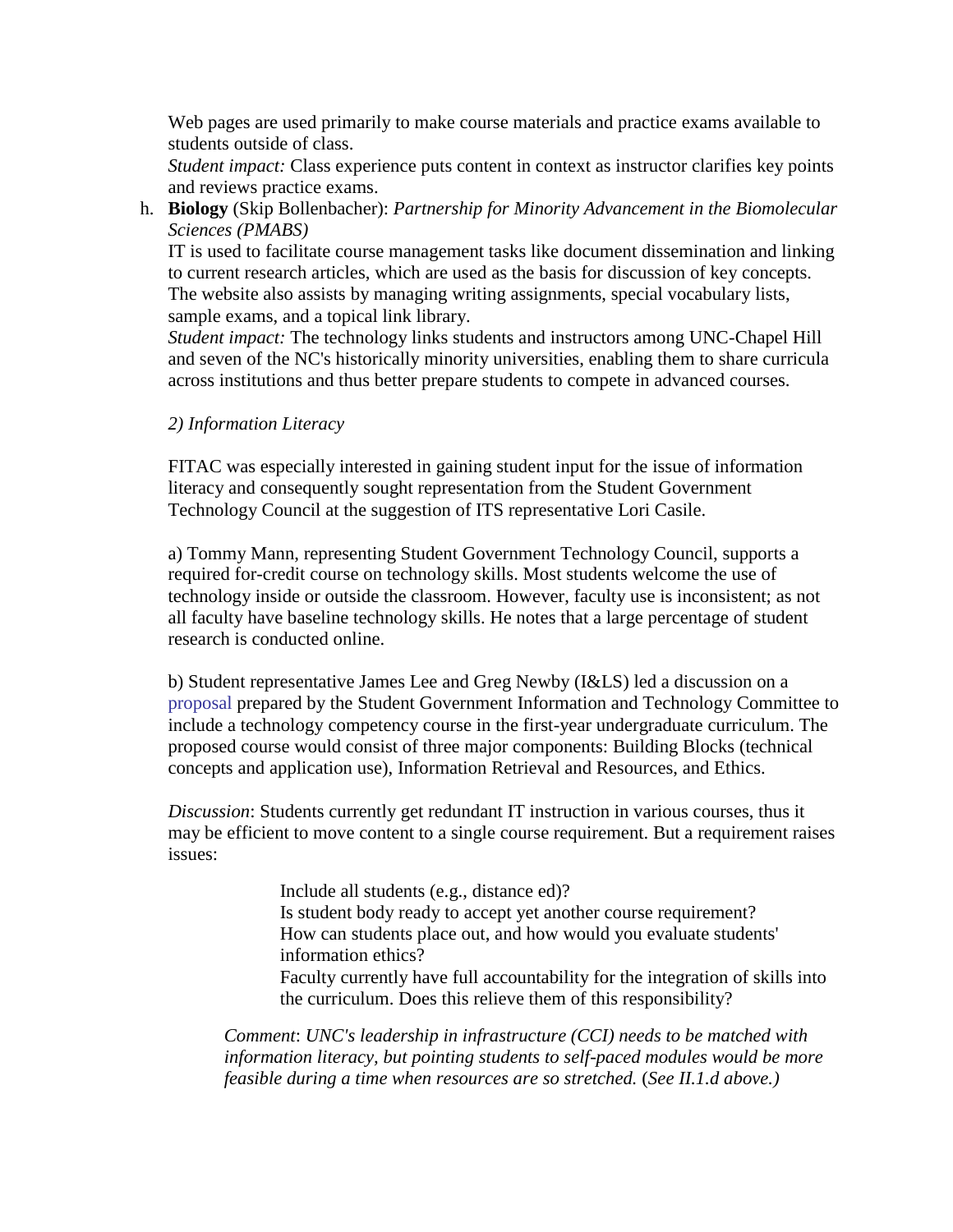Web pages are used primarily to make course materials and practice exams available to students outside of class.
*Student impact:* Class experience puts content in context as instructor clarifies key points and reviews practice exams.

h. **Biology** (Skip Bollenbacher): *Partnership for Minority Advancement in the Biomolecular Sciences (PMABS)*
IT is used to facilitate course management tasks like document dissemination and linking to current research articles, which are used as the basis for discussion of key concepts. The website also assists by managing writing assignments, special vocabulary lists, sample exams, and a topical link library.
*Student impact:* The technology links students and instructors among UNC-Chapel Hill and seven of the NC's historically minority universities, enabling them to share curricula across institutions and thus better prepare students to compete in advanced courses.

*2) Information Literacy*

FITAC was especially interested in gaining student input for the issue of information literacy and consequently sought representation from the Student Government Technology Council at the suggestion of ITS representative Lori Casile.

a) Tommy Mann, representing Student Government Technology Council, supports a required for-credit course on technology skills. Most students welcome the use of technology inside or outside the classroom. However, faculty use is inconsistent; as not all faculty have baseline technology skills. He notes that a large percentage of student research is conducted online.

b) Student representative James Lee and Greg Newby (I&LS) led a discussion on a proposal prepared by the Student Government Information and Technology Committee to include a technology competency course in the first-year undergraduate curriculum. The proposed course would consist of three major components: Building Blocks (technical concepts and application use), Information Retrieval and Resources, and Ethics.

*Discussion*: Students currently get redundant IT instruction in various courses, thus it may be efficient to move content to a single course requirement. But a requirement raises issues:

> Include all students (e.g., distance ed)?
> Is student body ready to accept yet another course requirement?
> How can students place out, and how would you evaluate students' information ethics?
> Faculty currently have full accountability for the integration of skills into the curriculum. Does this relieve them of this responsibility?

*Comment*: *UNC's leadership in infrastructure (CCI) needs to be matched with information literacy, but pointing students to self-paced modules would be more feasible during a time when resources are so stretched.* (*See II.1.d above.)*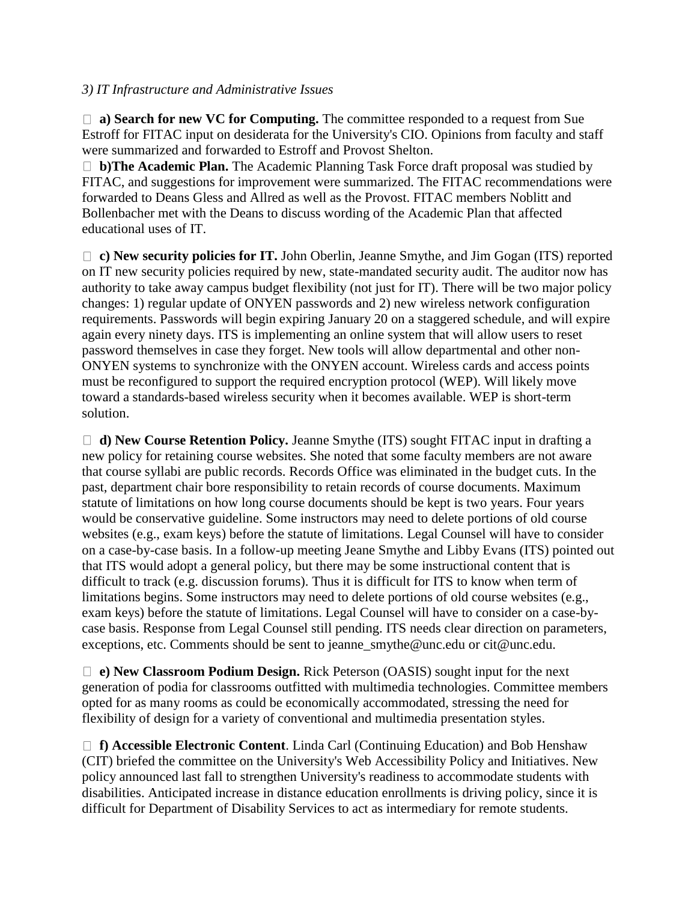*3) IT Infrastructure and Administrative Issues*

- **a) Search for new VC for Computing.** The committee responded to a request from Sue Estroff for FITAC input on desiderata for the University's CIO. Opinions from faculty and staff were summarized and forwarded to Estroff and Provost Shelton.
- **b)The Academic Plan.** The Academic Planning Task Force draft proposal was studied by FITAC, and suggestions for improvement were summarized. The FITAC recommendations were forwarded to Deans Gless and Allred as well as the Provost. FITAC members Noblitt and Bollenbacher met with the Deans to discuss wording of the Academic Plan that affected educational uses of IT.

- **c) New security policies for IT.** John Oberlin, Jeanne Smythe, and Jim Gogan (ITS) reported on IT new security policies required by new, state-mandated security audit. The auditor now has authority to take away campus budget flexibility (not just for IT). There will be two major policy changes: 1) regular update of ONYEN passwords and 2) new wireless network configuration requirements. Passwords will begin expiring January 20 on a staggered schedule, and will expire again every ninety days. ITS is implementing an online system that will allow users to reset password themselves in case they forget. New tools will allow departmental and other non-ONYEN systems to synchronize with the ONYEN account. Wireless cards and access points must be reconfigured to support the required encryption protocol (WEP). Will likely move toward a standards-based wireless security when it becomes available. WEP is short-term solution.

- **d) New Course Retention Policy.** Jeanne Smythe (ITS) sought FITAC input in drafting a new policy for retaining course websites. She noted that some faculty members are not aware that course syllabi are public records. Records Office was eliminated in the budget cuts. In the past, department chair bore responsibility to retain records of course documents. Maximum statute of limitations on how long course documents should be kept is two years. Four years would be conservative guideline. Some instructors may need to delete portions of old course websites (e.g., exam keys) before the statute of limitations. Legal Counsel will have to consider on a case-by-case basis. In a follow-up meeting Jeane Smythe and Libby Evans (ITS) pointed out that ITS would adopt a general policy, but there may be some instructional content that is difficult to track (e.g. discussion forums). Thus it is difficult for ITS to know when term of limitations begins. Some instructors may need to delete portions of old course websites (e.g., exam keys) before the statute of limitations. Legal Counsel will have to consider on a case-by-case basis. Response from Legal Counsel still pending. ITS needs clear direction on parameters, exceptions, etc. Comments should be sent to jeanne_smythe@unc.edu or cit@unc.edu.

- **e) New Classroom Podium Design.** Rick Peterson (OASIS) sought input for the next generation of podia for classrooms outfitted with multimedia technologies. Committee members opted for as many rooms as could be economically accommodated, stressing the need for flexibility of design for a variety of conventional and multimedia presentation styles.

- **f) Accessible Electronic Content**. Linda Carl (Continuing Education) and Bob Henshaw (CIT) briefed the committee on the University's Web Accessibility Policy and Initiatives. New policy announced last fall to strengthen University's readiness to accommodate students with disabilities. Anticipated increase in distance education enrollments is driving policy, since it is difficult for Department of Disability Services to act as intermediary for remote students.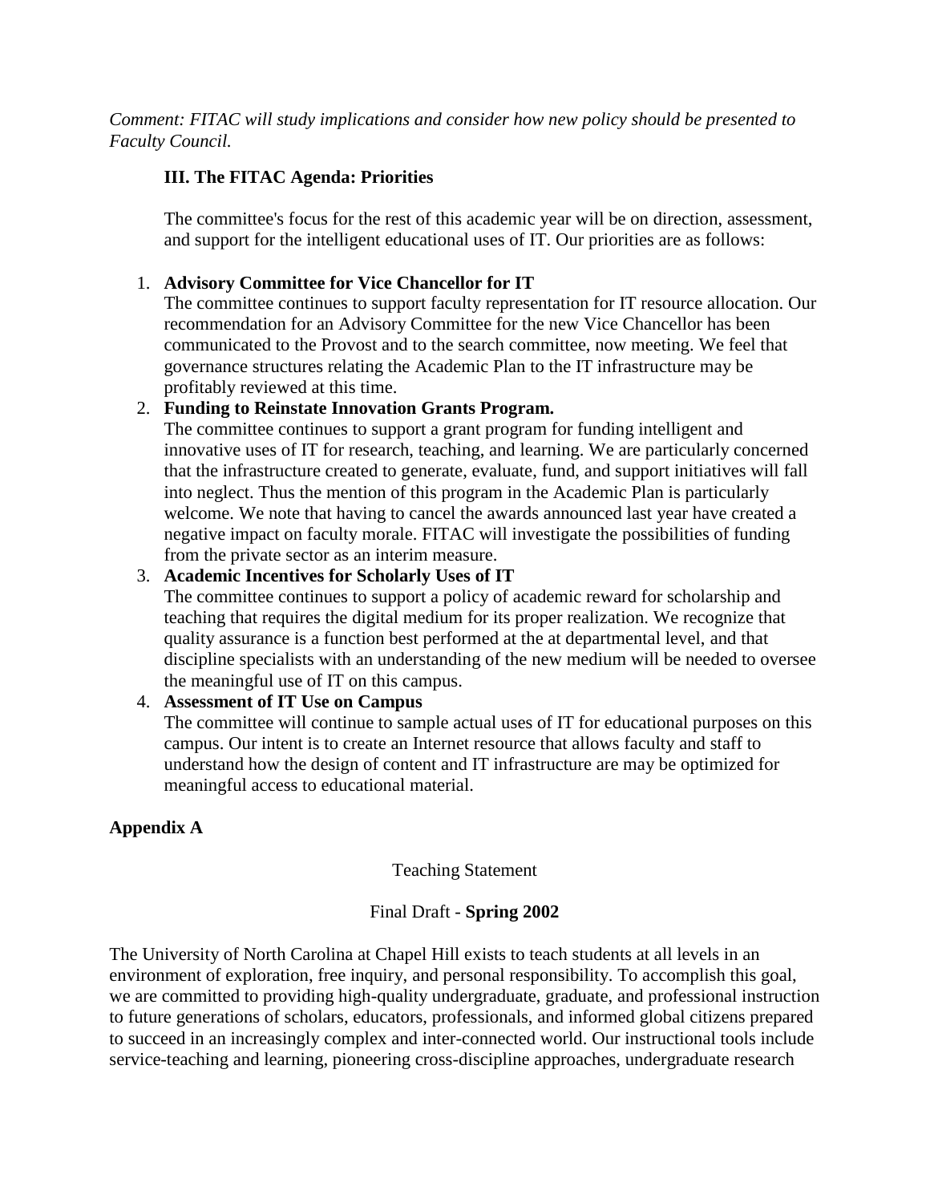*Comment: FITAC will study implications and consider how new policy should be presented to Faculty Council.*

### III. The FITAC Agenda: Priorities

The committee's focus for the rest of this academic year will be on direction, assessment, and support for the intelligent educational uses of IT. Our priorities are as follows:

1. **Advisory Committee for Vice Chancellor for IT**
   The committee continues to support faculty representation for IT resource allocation. Our recommendation for an Advisory Committee for the new Vice Chancellor has been communicated to the Provost and to the search committee, now meeting. We feel that governance structures relating the Academic Plan to the IT infrastructure may be profitably reviewed at this time.
2. **Funding to Reinstate Innovation Grants Program.**
   The committee continues to support a grant program for funding intelligent and innovative uses of IT for research, teaching, and learning. We are particularly concerned that the infrastructure created to generate, evaluate, fund, and support initiatives will fall into neglect. Thus the mention of this program in the Academic Plan is particularly welcome. We note that having to cancel the awards announced last year have created a negative impact on faculty morale. FITAC will investigate the possibilities of funding from the private sector as an interim measure.
3. **Academic Incentives for Scholarly Uses of IT**
   The committee continues to support a policy of academic reward for scholarship and teaching that requires the digital medium for its proper realization. We recognize that quality assurance is a function best performed at the at departmental level, and that discipline specialists with an understanding of the new medium will be needed to oversee the meaningful use of IT on this campus.
4. **Assessment of IT Use on Campus**
   The committee will continue to sample actual uses of IT for educational purposes on this campus. Our intent is to create an Internet resource that allows faculty and staff to understand how the design of content and IT infrastructure are may be optimized for meaningful access to educational material.

**Appendix A**

Teaching Statement

Final Draft - **Spring 2002**

The University of North Carolina at Chapel Hill exists to teach students at all levels in an environment of exploration, free inquiry, and personal responsibility. To accomplish this goal, we are committed to providing high-quality undergraduate, graduate, and professional instruction to future generations of scholars, educators, professionals, and informed global citizens prepared to succeed in an increasingly complex and inter-connected world. Our instructional tools include service-teaching and learning, pioneering cross-discipline approaches, undergraduate research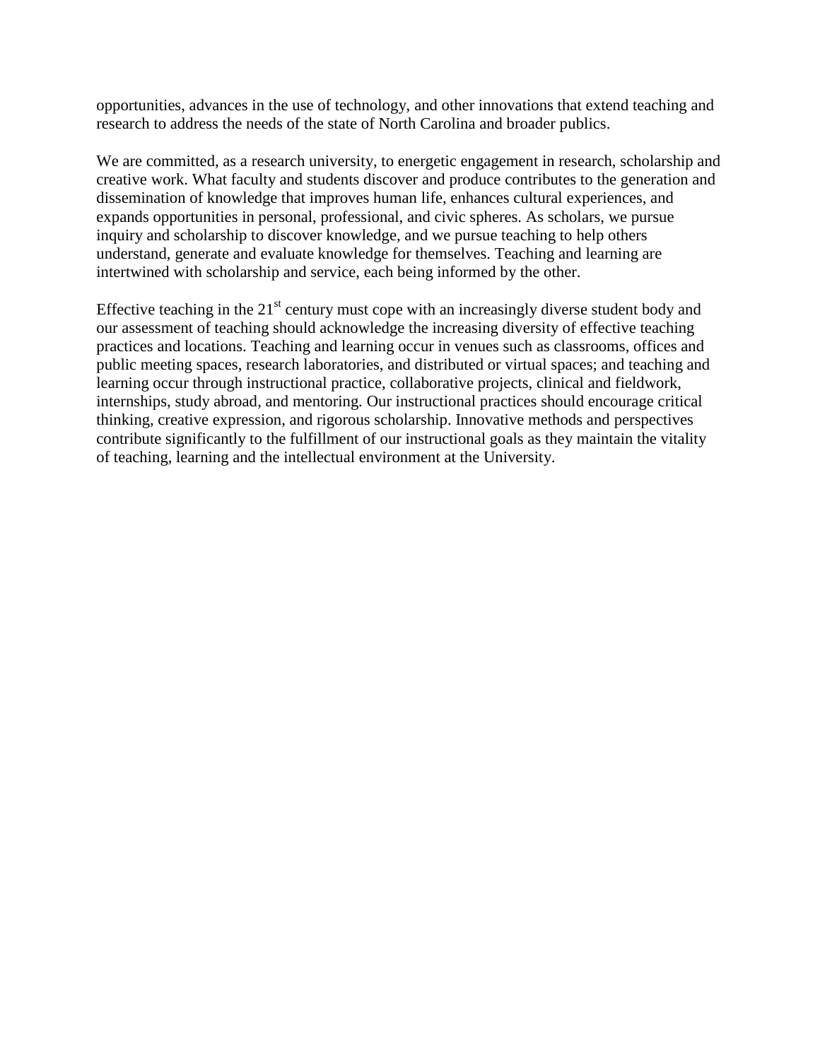opportunities, advances in the use of technology, and other innovations that extend teaching and research to address the needs of the state of North Carolina and broader publics.

We are committed, as a research university, to energetic engagement in research, scholarship and creative work. What faculty and students discover and produce contributes to the generation and dissemination of knowledge that improves human life, enhances cultural experiences, and expands opportunities in personal, professional, and civic spheres. As scholars, we pursue inquiry and scholarship to discover knowledge, and we pursue teaching to help others understand, generate and evaluate knowledge for themselves. Teaching and learning are intertwined with scholarship and service, each being informed by the other.

Effective teaching in the 21st century must cope with an increasingly diverse student body and our assessment of teaching should acknowledge the increasing diversity of effective teaching practices and locations. Teaching and learning occur in venues such as classrooms, offices and public meeting spaces, research laboratories, and distributed or virtual spaces; and teaching and learning occur through instructional practice, collaborative projects, clinical and fieldwork, internships, study abroad, and mentoring. Our instructional practices should encourage critical thinking, creative expression, and rigorous scholarship. Innovative methods and perspectives contribute significantly to the fulfillment of our instructional goals as they maintain the vitality of teaching, learning and the intellectual environment at the University.